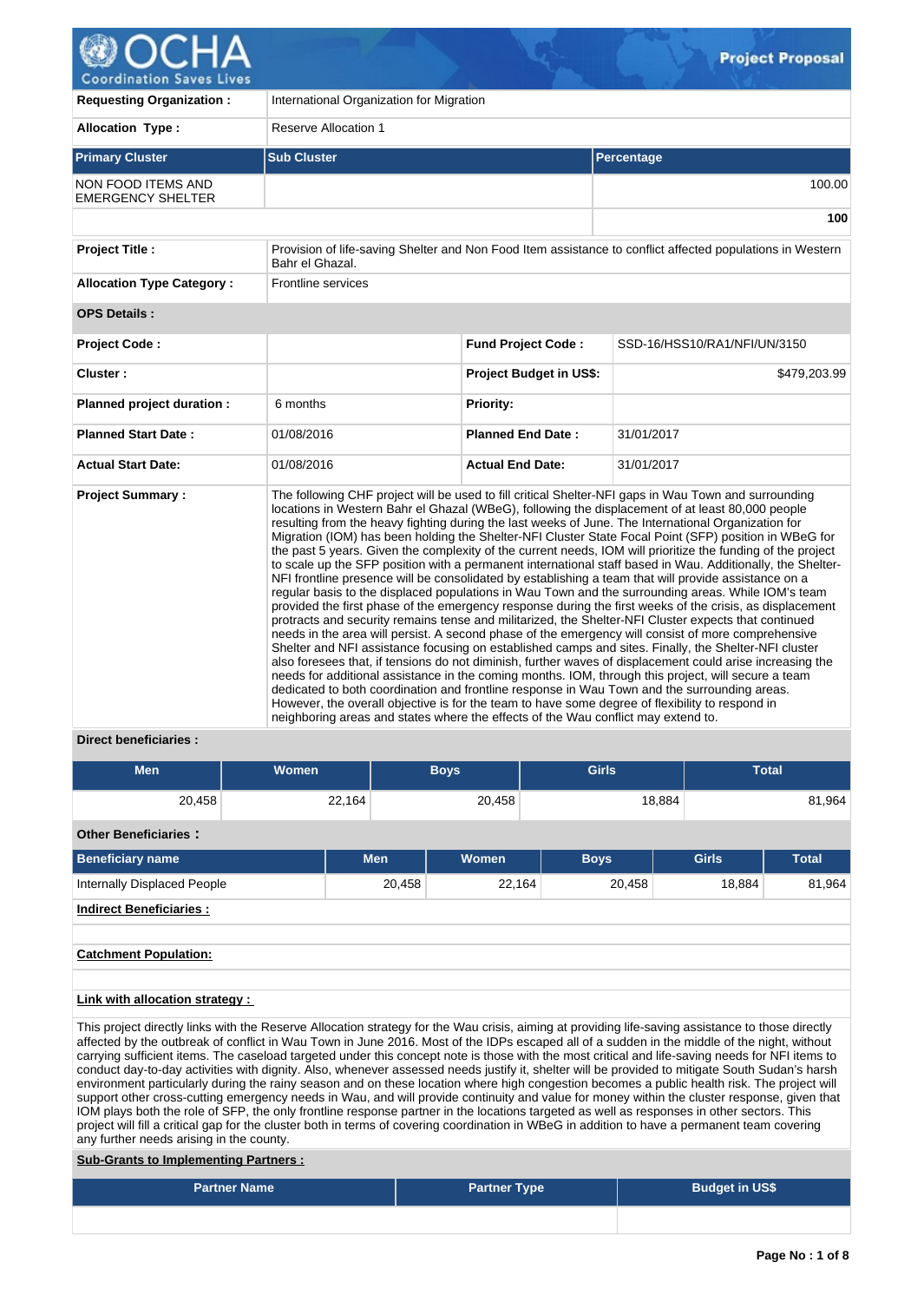# Project Proposal

| | |
|---|---|
| **Requesting Organization :** | International Organization for Migration |
| **Allocation Type :** | Reserve Allocation 1 |

| Primary Cluster | Sub Cluster | Percentage |
|---|---|---|
| NON FOOD ITEMS AND EMERGENCY SHELTER | | 100.00 |
| | | **100** |

| | |
|---|---|
| **Project Title :** | Provision of life-saving Shelter and Non Food Item assistance to conflict affected populations in Western Bahr el Ghazal. |
| **Allocation Type Category :** | Frontline services |

**OPS Details :**

| | | | |
|---|---|---|---|
| **Project Code :** | | **Fund Project Code :** | SSD-16/HSS10/RA1/NFI/UN/3150 |
| **Cluster :** | | **Project Budget in US$:** | $479,203.99 |
| **Planned project duration :** | 6 months | **Priority:** | |
| **Planned Start Date :** | 01/08/2016 | **Planned End Date :** | 31/01/2017 |
| **Actual Start Date:** | 01/08/2016 | **Actual End Date:** | 31/01/2017 |

**Project Summary :**

The following CHF project will be used to fill critical Shelter-NFI gaps in Wau Town and surrounding locations in Western Bahr el Ghazal (WBeG), following the displacement of at least 80,000 people resulting from the heavy fighting during the last weeks of June. The International Organization for Migration (IOM) has been holding the Shelter-NFI Cluster State Focal Point (SFP) position in WBeG for the past 5 years. Given the complexity of the current needs, IOM will prioritize the funding of the project to scale up the SFP position with a permanent international staff based in Wau. Additionally, the Shelter-NFI frontline presence will be consolidated by establishing a team that will provide assistance on a regular basis to the displaced populations in Wau Town and the surrounding areas. While IOM's team provided the first phase of the emergency response during the first weeks of the crisis, as displacement protracts and security remains tense and militarized, the Shelter-NFI Cluster expects that continued needs in the area will persist. A second phase of the emergency will consist of more comprehensive Shelter and NFI assistance focusing on established camps and sites. Finally, the Shelter-NFI cluster also foresees that, if tensions do not diminish, further waves of displacement could arise increasing the needs for additional assistance in the coming months. IOM, through this project, will secure a team dedicated to both coordination and frontline response in Wau Town and the surrounding areas. However, the overall objective is for the team to have some degree of flexibility to respond in neighboring areas and states where the effects of the Wau conflict may extend to.

**Direct beneficiaries :**

| Men | Women | Boys | Girls | Total |
|---|---|---|---|---|
| 20,458 | 22,164 | 20,458 | 18,884 | 81,964 |

**Other Beneficiaries :**

| Beneficiary name | Men | Women | Boys | Girls | Total |
|---|---|---|---|---|---|
| Internally Displaced People | 20,458 | 22,164 | 20,458 | 18,884 | 81,964 |

**Indirect Beneficiaries :**

**Catchment Population:**

**Link with allocation strategy :**

This project directly links with the Reserve Allocation strategy for the Wau crisis, aiming at providing life-saving assistance to those directly affected by the outbreak of conflict in Wau Town in June 2016. Most of the IDPs escaped all of a sudden in the middle of the night, without carrying sufficient items. The caseload targeted under this concept note is those with the most critical and life-saving needs for NFI items to conduct day-to-day activities with dignity. Also, whenever assessed needs justify it, shelter will be provided to mitigate South Sudan's harsh environment particularly during the rainy season and on these location where high congestion becomes a public health risk. The project will support other cross-cutting emergency needs in Wau, and will provide continuity and value for money within the cluster response, given that IOM plays both the role of SFP, the only frontline response partner in the locations targeted as well as responses in other sectors. This project will fill a critical gap for the cluster both in terms of covering coordination in WBeG in addition to have a permanent team covering any further needs arising in the county.

**Sub-Grants to Implementing Partners :**

| Partner Name | Partner Type | Budget in US$ |
|---|---|---|
| | | |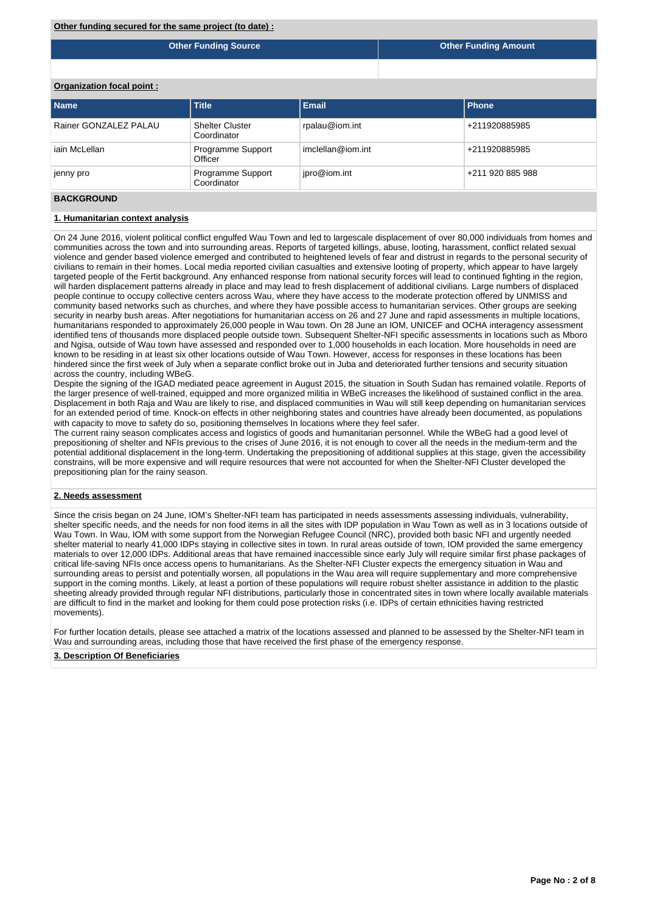**Other funding secured for the same project (to date) :**

| Other Funding Source | Other Funding Amount |
| --- | --- |
| | |

**Organization focal point :**

| Name | Title | Email | Phone |
| --- | --- | --- | --- |
| Rainer GONZALEZ PALAU | Shelter Cluster Coordinator | rpalau@iom.int | +211920885985 |
| iain McLellan | Programme Support Officer | imclellan@iom.int | +211920885985 |
| jenny pro | Programme Support Coordinator | jpro@iom.int | +211 920 885 988 |

## BACKGROUND

### 1. Humanitarian context analysis

On 24 June 2016, violent political conflict engulfed Wau Town and led to largescale displacement of over 80,000 individuals from homes and communities across the town and into surrounding areas. Reports of targeted killings, abuse, looting, harassment, conflict related sexual violence and gender based violence emerged and contributed to heightened levels of fear and distrust in regards to the personal security of civilians to remain in their homes. Local media reported civilian casualties and extensive looting of property, which appear to have largely targeted people of the Fertit background. Any enhanced response from national security forces will lead to continued fighting in the region, will harden displacement patterns already in place and may lead to fresh displacement of additional civilians. Large numbers of displaced people continue to occupy collective centers across Wau, where they have access to the moderate protection offered by UNMISS and community based networks such as churches, and where they have possible access to humanitarian services. Other groups are seeking security in nearby bush areas. After negotiations for humanitarian access on 26 and 27 June and rapid assessments in multiple locations, humanitarians responded to approximately 26,000 people in Wau town. On 28 June an IOM, UNICEF and OCHA interagency assessment identified tens of thousands more displaced people outside town. Subsequent Shelter-NFI specific assessments in locations such as Mboro and Ngisa, outside of Wau town have assessed and responded over to 1,000 households in each location. More households in need are known to be residing in at least six other locations outside of Wau Town. However, access for responses in these locations has been hindered since the first week of July when a separate conflict broke out in Juba and deteriorated further tensions and security situation across the country, including WBeG.
Despite the signing of the IGAD mediated peace agreement in August 2015, the situation in South Sudan has remained volatile. Reports of the larger presence of well-trained, equipped and more organized militia in WBeG increases the likelihood of sustained conflict in the area. Displacement in both Raja and Wau are likely to rise, and displaced communities in Wau will still keep depending on humanitarian services for an extended period of time. Knock-on effects in other neighboring states and countries have already been documented, as populations with capacity to move to safety do so, positioning themselves In locations where they feel safer.
The current rainy season complicates access and logistics of goods and humanitarian personnel. While the WBeG had a good level of prepositioning of shelter and NFIs previous to the crises of June 2016, it is not enough to cover all the needs in the medium-term and the potential additional displacement in the long-term. Undertaking the prepositioning of additional supplies at this stage, given the accessibility constrains, will be more expensive and will require resources that were not accounted for when the Shelter-NFI Cluster developed the prepositioning plan for the rainy season.

### 2. Needs assessment

Since the crisis began on 24 June, IOM's Shelter-NFI team has participated in needs assessments assessing individuals, vulnerability, shelter specific needs, and the needs for non food items in all the sites with IDP population in Wau Town as well as in 3 locations outside of Wau Town. In Wau, IOM with some support from the Norwegian Refugee Council (NRC), provided both basic NFI and urgently needed shelter material to nearly 41,000 IDPs staying in collective sites in town. In rural areas outside of town, IOM provided the same emergency materials to over 12,000 IDPs. Additional areas that have remained inaccessible since early July will require similar first phase packages of critical life-saving NFIs once access opens to humanitarians. As the Shelter-NFI Cluster expects the emergency situation in Wau and surrounding areas to persist and potentially worsen, all populations in the Wau area will require supplementary and more comprehensive support in the coming months. Likely, at least a portion of these populations will require robust shelter assistance in addition to the plastic sheeting already provided through regular NFI distributions, particularly those in concentrated sites in town where locally available materials are difficult to find in the market and looking for them could pose protection risks (i.e. IDPs of certain ethnicities having restricted movements).

For further location details, please see attached a matrix of the locations assessed and planned to be assessed by the Shelter-NFI team in Wau and surrounding areas, including those that have received the first phase of the emergency response.

### 3. Description Of Beneficiaries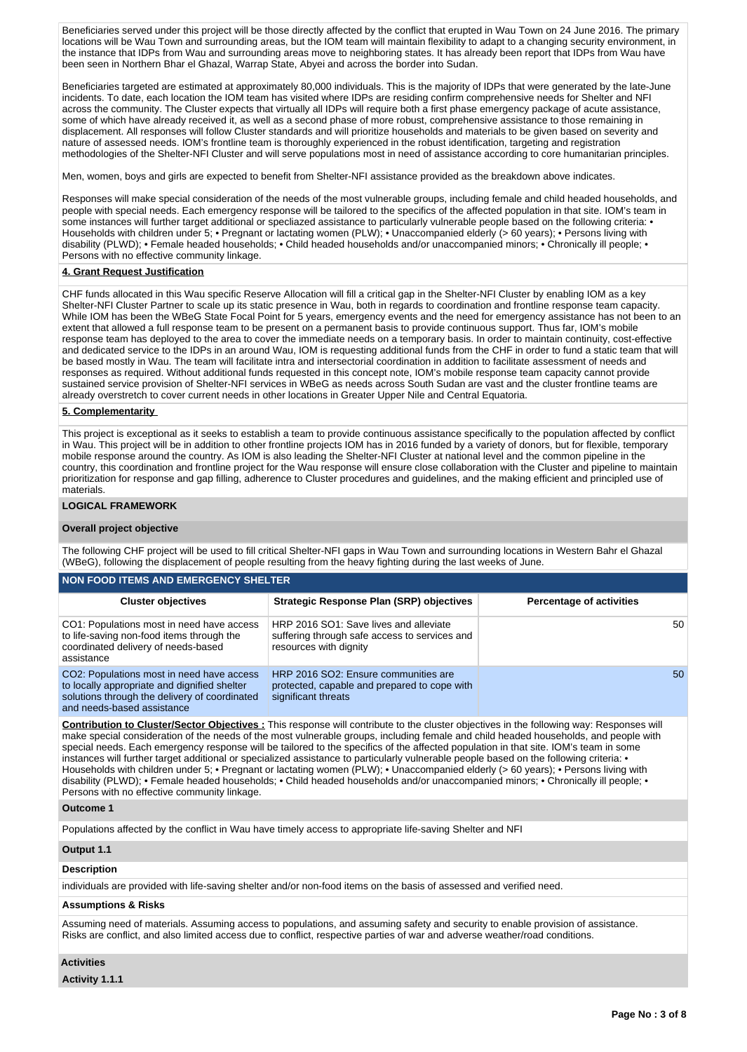Beneficiaries served under this project will be those directly affected by the conflict that erupted in Wau Town on 24 June 2016. The primary locations will be Wau Town and surrounding areas, but the IOM team will maintain flexibility to adapt to a changing security environment, in the instance that IDPs from Wau and surrounding areas move to neighboring states. It has already been report that IDPs from Wau have been seen in Northern Bhar el Ghazal, Warrap State, Abyei and across the border into Sudan.

Beneficiaries targeted are estimated at approximately 80,000 individuals. This is the majority of IDPs that were generated by the late-June incidents. To date, each location the IOM team has visited where IDPs are residing confirm comprehensive needs for Shelter and NFI across the community. The Cluster expects that virtually all IDPs will require both a first phase emergency package of acute assistance, some of which have already received it, as well as a second phase of more robust, comprehensive assistance to those remaining in displacement. All responses will follow Cluster standards and will prioritize households and materials to be given based on severity and nature of assessed needs. IOM's frontline team is thoroughly experienced in the robust identification, targeting and registration methodologies of the Shelter-NFI Cluster and will serve populations most in need of assistance according to core humanitarian principles.

Men, women, boys and girls are expected to benefit from Shelter-NFI assistance provided as the breakdown above indicates.

Responses will make special consideration of the needs of the most vulnerable groups, including female and child headed households, and people with special needs. Each emergency response will be tailored to the specifics of the affected population in that site. IOM's team in some instances will further target additional or specliazed assistance to particularly vulnerable people based on the following criteria: • Households with children under 5; • Pregnant or lactating women (PLW); • Unaccompanied elderly (> 60 years); • Persons living with disability (PLWD); • Female headed households; • Child headed households and/or unaccompanied minors; • Chronically ill people; • Persons with no effective community linkage.

**4. Grant Request Justification**

CHF funds allocated in this Wau specific Reserve Allocation will fill a critical gap in the Shelter-NFI Cluster by enabling IOM as a key Shelter-NFI Cluster Partner to scale up its static presence in Wau, both in regards to coordination and frontline response team capacity. While IOM has been the WBeG State Focal Point for 5 years, emergency events and the need for emergency assistance has not been to an extent that allowed a full response team to be present on a permanent basis to provide continuous support. Thus far, IOM's mobile response team has deployed to the area to cover the immediate needs on a temporary basis. In order to maintain continuity, cost-effective and dedicated service to the IDPs in an around Wau, IOM is requesting additional funds from the CHF in order to fund a static team that will be based mostly in Wau. The team will facilitate intra and intersectorial coordination in addition to facilitate assessment of needs and responses as required. Without additional funds requested in this concept note, IOM's mobile response team capacity cannot provide sustained service provision of Shelter-NFI services in WBeG as needs across South Sudan are vast and the cluster frontline teams are already overstretch to cover current needs in other locations in Greater Upper Nile and Central Equatoria.

**5. Complementarity**

This project is exceptional as it seeks to establish a team to provide continuous assistance specifically to the population affected by conflict in Wau. This project will be in addition to other frontline projects IOM has in 2016 funded by a variety of donors, but for flexible, temporary mobile response around the country. As IOM is also leading the Shelter-NFI Cluster at national level and the common pipeline in the country, this coordination and frontline project for the Wau response will ensure close collaboration with the Cluster and pipeline to maintain prioritization for response and gap filling, adherence to Cluster procedures and guidelines, and the making efficient and principled use of materials.

**LOGICAL FRAMEWORK**

**Overall project objective**

The following CHF project will be used to fill critical Shelter-NFI gaps in Wau Town and surrounding locations in Western Bahr el Ghazal (WBeG), following the displacement of people resulting from the heavy fighting during the last weeks of June.

**NON FOOD ITEMS AND EMERGENCY SHELTER**

| Cluster objectives | Strategic Response Plan (SRP) objectives | Percentage of activities |
|---|---|---|
| CO1: Populations most in need have access to life-saving non-food items through the coordinated delivery of needs-based assistance | HRP 2016 SO1: Save lives and alleviate suffering through safe access to services and resources with dignity | 50 |
| CO2: Populations most in need have access to locally appropriate and dignified shelter solutions through the delivery of coordinated and needs-based assistance | HRP 2016 SO2: Ensure communities are protected, capable and prepared to cope with significant threats | 50 |

**Contribution to Cluster/Sector Objectives :** This response will contribute to the cluster objectives in the following way: Responses will make special consideration of the needs of the most vulnerable groups, including female and child headed households, and people with special needs. Each emergency response will be tailored to the specifics of the affected population in that site. IOM's team in some instances will further target additional or specialized assistance to particularly vulnerable people based on the following criteria: • Households with children under 5; • Pregnant or lactating women (PLW); • Unaccompanied elderly (> 60 years); • Persons living with disability (PLWD); • Female headed households; • Child headed households and/or unaccompanied minors; • Chronically ill people; • Persons with no effective community linkage.

**Outcome 1**

Populations affected by the conflict in Wau have timely access to appropriate life-saving Shelter and NFI

**Output 1.1**

**Description**

individuals are provided with life-saving shelter and/or non-food items on the basis of assessed and verified need.

**Assumptions & Risks**

Assuming need of materials. Assuming access to populations, and assuming safety and security to enable provision of assistance. Risks are conflict, and also limited access due to conflict, respective parties of war and adverse weather/road conditions.

**Activities**

**Activity 1.1.1**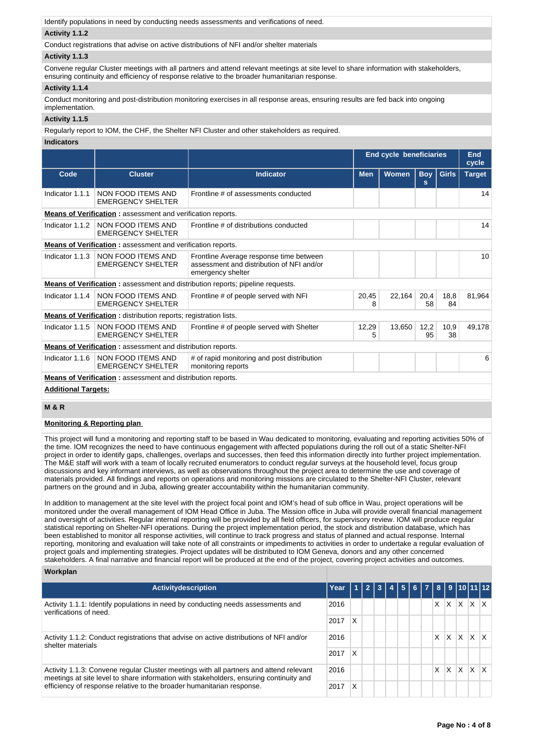Identify populations in need by conducting needs assessments and verifications of need.

**Activity 1.1.2**

Conduct registrations that advise on active distributions of NFI and/or shelter materials

**Activity 1.1.3**

Convene regular Cluster meetings with all partners and attend relevant meetings at site level to share information with stakeholders, ensuring continuity and efficiency of response relative to the broader humanitarian response.

**Activity 1.1.4**

Conduct monitoring and post-distribution monitoring exercises in all response areas, ensuring results are fed back into ongoing implementation.

**Activity 1.1.5**

Regularly report to IOM, the CHF, the Shelter NFI Cluster and other stakeholders as required.

**Indicators**

| | | | End cycle beneficiaries | | | | End cycle |
|---|---|---|---|---|---|---|---|
| **Code** | **Cluster** | **Indicator** | **Men** | **Women** | **Boys** | **Girls** | **Target** |
| Indicator 1.1.1 | NON FOOD ITEMS AND EMERGENCY SHELTER | Frontline # of assessments conducted | | | | | 14 |
| **Means of Verification :** assessment and verification reports. | | | | | | | |
| Indicator 1.1.2 | NON FOOD ITEMS AND EMERGENCY SHELTER | Frontline # of distributions conducted | | | | | 14 |
| **Means of Verification :** assessment and verification reports. | | | | | | | |
| Indicator 1.1.3 | NON FOOD ITEMS AND EMERGENCY SHELTER | Frontline Average response time between assessment and distribution of NFI and/or emergency shelter | | | | | 10 |
| **Means of Verification :** assessment and distribution reports; pipeline requests. | | | | | | | |
| Indicator 1.1.4 | NON FOOD ITEMS AND EMERGENCY SHELTER | Frontline # of people served with NFI | 20,458 | 22,164 | 20,458 | 18,884 | 81,964 |
| **Means of Verification :** distribution reports; registration lists. | | | | | | | |
| Indicator 1.1.5 | NON FOOD ITEMS AND EMERGENCY SHELTER | Frontline # of people served with Shelter | 12,295 | 13,650 | 12,295 | 10,938 | 49,178 |
| **Means of Verification :** assessment and distribution reports. | | | | | | | |
| Indicator 1.1.6 | NON FOOD ITEMS AND EMERGENCY SHELTER | # of rapid monitoring and post distribution monitoring reports | | | | | 6 |
| **Means of Verification :** assessment and distribution reports. | | | | | | | |

**Additional Targets:**

**M & R**

**Monitoring & Reporting plan**

This project will fund a monitoring and reporting staff to be based in Wau dedicated to monitoring, evaluating and reporting activities 50% of the time. IOM recognizes the need to have continuous engagement with affected populations during the roll out of a static Shelter-NFI project in order to identify gaps, challenges, overlaps and successes, then feed this information directly into further project implementation. The M&E staff will work with a team of locally recruited enumerators to conduct regular surveys at the household level, focus group discussions and key informant interviews, as well as observations throughout the project area to determine the use and coverage of materials provided. All findings and reports on operations and monitoring missions are circulated to the Shelter-NFI Cluster, relevant partners on the ground and in Juba, allowing greater accountability within the humanitarian community.

In addition to management at the site level with the project focal point and IOM's head of sub office in Wau, project operations will be monitored under the overall management of IOM Head Office in Juba. The Mission office in Juba will provide overall financial management and oversight of activities. Regular internal reporting will be provided by all field officers, for supervisory review. IOM will produce regular statistical reporting on Shelter-NFI operations. During the project implementation period, the stock and distribution database, which has been established to monitor all response activities, will continue to track progress and status of planned and actual response. Internal reporting, monitoring and evaluation will take note of all constraints or impediments to activities in order to undertake a regular evaluation of project goals and implementing strategies. Project updates will be distributed to IOM Geneva, donors and any other concerned stakeholders. A final narrative and financial report will be produced at the end of the project, covering project activities and outcomes.

**Workplan**

| Activitydescription | Year | 1 | 2 | 3 | 4 | 5 | 6 | 7 | 8 | 9 | 10 | 11 | 12 |
|---|---|---|---|---|---|---|---|---|---|---|---|---|---|
| Activity 1.1.1: Identify populations in need by conducting needs assessments and verifications of need. | 2016 | | | | | | | | X | X | X | X | X |
| | 2017 | X | | | | | | | | | | | |
| Activity 1.1.2: Conduct registrations that advise on active distributions of NFI and/or shelter materials | 2016 | | | | | | | | X | X | X | X | X |
| | 2017 | X | | | | | | | | | | | |
| Activity 1.1.3: Convene regular Cluster meetings with all partners and attend relevant meetings at site level to share information with stakeholders, ensuring continuity and efficiency of response relative to the broader humanitarian response. | 2016 | | | | | | | | X | X | X | X | X |
| | 2017 | X | | | | | | | | | | | |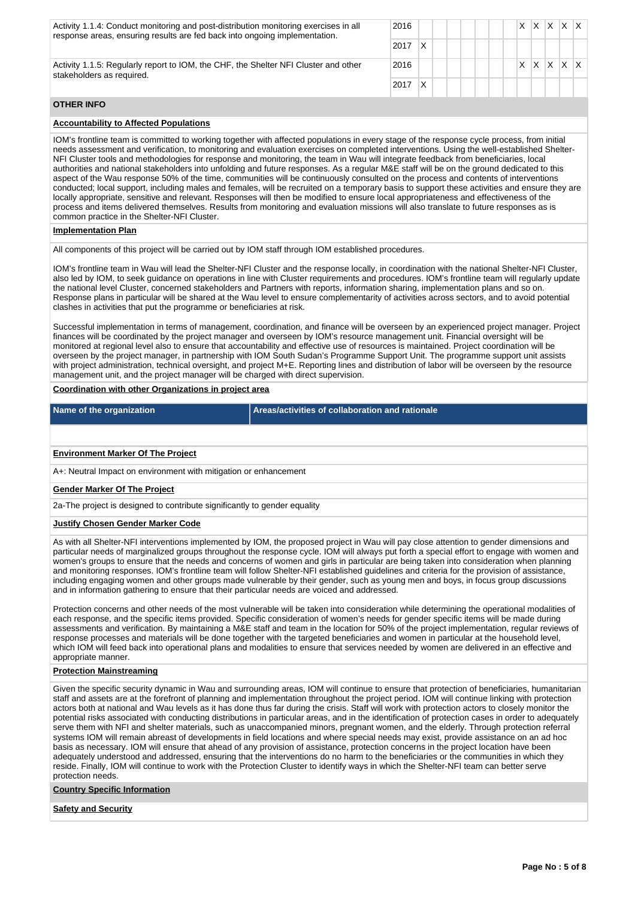| Activity | Year | 1 | 2 | 3 | 4 | 5 | 6 | 7 | 8 | 9 | 10 | 11 | 12 |
|---|---|---|---|---|---|---|---|---|---|---|---|---|---|
| Activity 1.1.4: Conduct monitoring and post-distribution monitoring exercises in all response areas, ensuring results are fed back into ongoing implementation. | 2016 | | | | | | | | X | X | X | X | X |
| | 2017 | X | | | | | | | | | | | |
| Activity 1.1.5: Regularly report to IOM, the CHF, the Shelter NFI Cluster and other stakeholders as required. | 2016 | | | | | | | | X | X | X | X | X |
| | 2017 | X | | | | | | | | | | | |

## OTHER INFO

**Accountability to Affected Populations**

IOM's frontline team is committed to working together with affected populations in every stage of the response cycle process, from initial needs assessment and verification, to monitoring and evaluation exercises on completed interventions. Using the well-established Shelter-NFI Cluster tools and methodologies for response and monitoring, the team in Wau will integrate feedback from beneficiaries, local authorities and national stakeholders into unfolding and future responses. As a regular M&E staff will be on the ground dedicated to this aspect of the Wau response 50% of the time, communities will be continuously consulted on the process and contents of interventions conducted; local support, including males and females, will be recruited on a temporary basis to support these activities and ensure they are locally appropriate, sensitive and relevant. Responses will then be modified to ensure local appropriateness and effectiveness of the process and items delivered themselves. Results from monitoring and evaluation missions will also translate to future responses as is common practice in the Shelter-NFI Cluster.

**Implementation Plan**

All components of this project will be carried out by IOM staff through IOM established procedures.

IOM's frontline team in Wau will lead the Shelter-NFI Cluster and the response locally, in coordination with the national Shelter-NFI Cluster, also led by IOM, to seek guidance on operations in line with Cluster requirements and procedures. IOM's frontline team will regularly update the national level Cluster, concerned stakeholders and Partners with reports, information sharing, implementation plans and so on. Response plans in particular will be shared at the Wau level to ensure complementarity of activities across sectors, and to avoid potential clashes in activities that put the programme or beneficiaries at risk.

Successful implementation in terms of management, coordination, and finance will be overseen by an experienced project manager. Project finances will be coordinated by the project manager and overseen by IOM's resource management unit. Financial oversight will be monitored at regional level also to ensure that accountability and effective use of resources is maintained. Project coordination will be overseen by the project manager, in partnership with IOM South Sudan's Programme Support Unit. The programme support unit assists with project administration, technical oversight, and project M+E. Reporting lines and distribution of labor will be overseen by the resource management unit, and the project manager will be charged with direct supervision.

**Coordination with other Organizations in project area**

| Name of the organization | Areas/activities of collaboration and rationale |
|---|---|
| | |

**Environment Marker Of The Project**

A+: Neutral Impact on environment with mitigation or enhancement

**Gender Marker Of The Project**

2a-The project is designed to contribute significantly to gender equality

**Justify Chosen Gender Marker Code**

As with all Shelter-NFI interventions implemented by IOM, the proposed project in Wau will pay close attention to gender dimensions and particular needs of marginalized groups throughout the response cycle. IOM will always put forth a special effort to engage with women and women's groups to ensure that the needs and concerns of women and girls in particular are being taken into consideration when planning and monitoring responses. IOM's frontline team will follow Shelter-NFI established guidelines and criteria for the provision of assistance, including engaging women and other groups made vulnerable by their gender, such as young men and boys, in focus group discussions and in information gathering to ensure that their particular needs are voiced and addressed.

Protection concerns and other needs of the most vulnerable will be taken into consideration while determining the operational modalities of each response, and the specific items provided. Specific consideration of women's needs for gender specific items will be made during assessments and verification. By maintaining a M&E staff and team in the location for 50% of the project implementation, regular reviews of response processes and materials will be done together with the targeted beneficiaries and women in particular at the household level, which IOM will feed back into operational plans and modalities to ensure that services needed by women are delivered in an effective and appropriate manner.

**Protection Mainstreaming**

Given the specific security dynamic in Wau and surrounding areas, IOM will continue to ensure that protection of beneficiaries, humanitarian staff and assets are at the forefront of planning and implementation throughout the project period. IOM will continue linking with protection actors both at national and Wau levels as it has done thus far during the crisis. Staff will work with protection actors to closely monitor the potential risks associated with conducting distributions in particular areas, and in the identification of protection cases in order to adequately serve them with NFI and shelter materials, such as unaccompanied minors, pregnant women, and the elderly. Through protection referral systems IOM will remain abreast of developments in field locations and where special needs may exist, provide assistance on an ad hoc basis as necessary. IOM will ensure that ahead of any provision of assistance, protection concerns in the project location have been adequately understood and addressed, ensuring that the interventions do no harm to the beneficiaries or the communities in which they reside. Finally, IOM will continue to work with the Protection Cluster to identify ways in which the Shelter-NFI team can better serve protection needs.

**Country Specific Information**

**Safety and Security**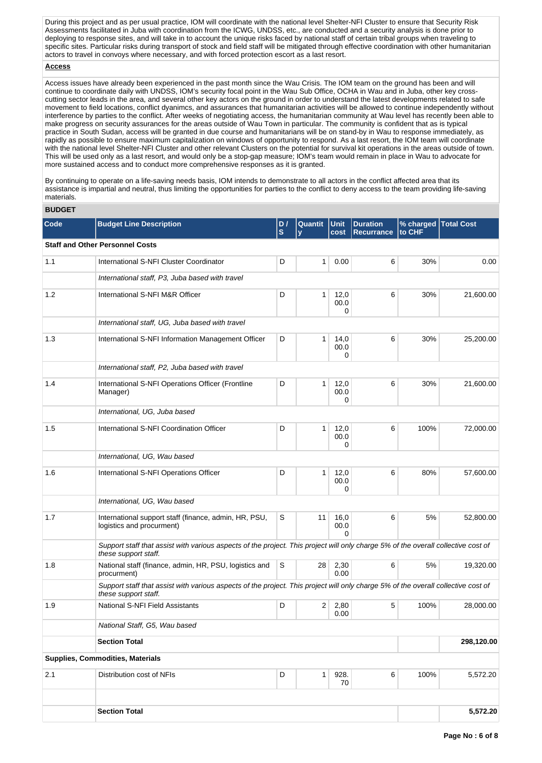During this project and as per usual practice, IOM will coordinate with the national level Shelter-NFI Cluster to ensure that Security Risk Assessments facilitated in Juba with coordination from the ICWG, UNDSS, etc., are conducted and a security analysis is done prior to deploying to response sites, and will take in to account the unique risks faced by national staff of certain tribal groups when traveling to specific sites. Particular risks during transport of stock and field staff will be mitigated through effective coordination with other humanitarian actors to travel in convoys where necessary, and with forced protection escort as a last resort.

**Access**

Access issues have already been experienced in the past month since the Wau Crisis. The IOM team on the ground has been and will continue to coordinate daily with UNDSS, IOM's security focal point in the Wau Sub Office, OCHA in Wau and in Juba, other key cross-cutting sector leads in the area, and several other key actors on the ground in order to understand the latest developments related to safe movement to field locations, conflict dyanimcs, and assurances that humanitarian activities will be allowed to continue independently without interference by parties to the conflict. After weeks of negotiating access, the humanitarian community at Wau level has recently been able to make progress on security assurances for the areas outside of Wau Town in particular. The community is confident that as is typical practice in South Sudan, access will be granted in due course and humanitarians will be on stand-by in Wau to response immediately, as rapidly as possible to ensure maximum capitalization on windows of opportunity to respond. As a last resort, the IOM team will coordinate with the national level Shelter-NFI Cluster and other relevant Clusters on the potential for survival kit operations in the areas outside of town. This will be used only as a last resort, and would only be a stop-gap measure; IOM's team would remain in place in Wau to advocate for more sustained access and to conduct more comprehensive responses as it is granted.

By continuing to operate on a life-saving needs basis, IOM intends to demonstrate to all actors in the conflict affected area that its assistance is impartial and neutral, thus limiting the opportunities for parties to the conflict to deny access to the team providing life-saving materials.

**BUDGET**

| Code | Budget Line Description | D / S | Quantity | Unit cost | Duration Recurrance | % charged to CHF | Total Cost |
|---|---|---|---|---|---|---|---|
| **Staff and Other Personnel Costs** | | | | | | | |
| 1.1 | International S-NFI Cluster Coordinator | D | 1 | 0.00 | 6 | 30% | 0.00 |
| | *International staff, P3, Juba based with travel* | | | | | | |
| 1.2 | International S-NFI M&R Officer | D | 1 | 12,000.00 | 6 | 30% | 21,600.00 |
| | *International staff, UG, Juba based with travel* | | | | | | |
| 1.3 | International S-NFI Information Management Officer | D | 1 | 14,000.00 | 6 | 30% | 25,200.00 |
| | *International staff, P2, Juba based with travel* | | | | | | |
| 1.4 | International S-NFI Operations Officer (Frontline Manager) | D | 1 | 12,000.00 | 6 | 30% | 21,600.00 |
| | *International, UG, Juba based* | | | | | | |
| 1.5 | International S-NFI Coordination Officer | D | 1 | 12,000.00 | 6 | 100% | 72,000.00 |
| | *International, UG, Wau based* | | | | | | |
| 1.6 | International S-NFI Operations Officer | D | 1 | 12,000.00 | 6 | 80% | 57,600.00 |
| | *International, UG, Wau based* | | | | | | |
| 1.7 | International support staff (finance, admin, HR, PSU, logistics and procurment) | S | 11 | 16,000.00 | 6 | 5% | 52,800.00 |
| | *Support staff that assist with various aspects of the project. This project will only charge 5% of the overall collective cost of these support staff.* | | | | | | |
| 1.8 | National staff (finance, admin, HR, PSU, logistics and procurment) | S | 28 | 2,300.00 | 6 | 5% | 19,320.00 |
| | *Support staff that assist with various aspects of the project. This project will only charge 5% of the overall collective cost of these support staff.* | | | | | | |
| 1.9 | National S-NFI Field Assistants | D | 2 | 2,800.00 | 5 | 100% | 28,000.00 |
| | *National Staff, G5, Wau based* | | | | | | |
| | **Section Total** | | | | | | **298,120.00** |
| **Supplies, Commodities, Materials** | | | | | | | |
| 2.1 | Distribution cost of NFIs | D | 1 | 928.70 | 6 | 100% | 5,572.20 |
| | | | | | | | |
| | **Section Total** | | | | | | **5,572.20** |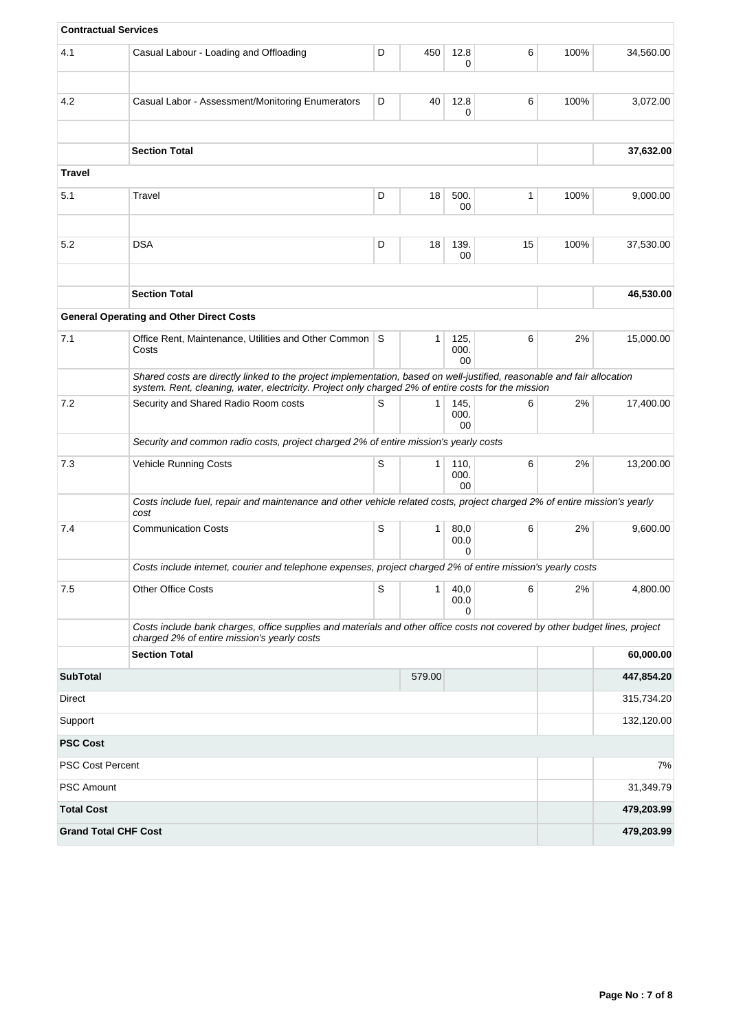| | | | | | | | |
|---|---|---|---|---|---|---|---|
| **Contractual Services** | | | | | | | |
| 4.1 | Casual Labour - Loading and Offloading | D | 450 | 12.80 | 6 | 100% | 34,560.00 |
| | | | | | | | |
| 4.2 | Casual Labor - Assessment/Monitoring Enumerators | D | 40 | 12.80 | 6 | 100% | 3,072.00 |
| | | | | | | | |
| | **Section Total** | | | | | | **37,632.00** |
| **Travel** | | | | | | | |
| 5.1 | Travel | D | 18 | 500.00 | 1 | 100% | 9,000.00 |
| | | | | | | | |
| 5.2 | DSA | D | 18 | 139.00 | 15 | 100% | 37,530.00 |
| | | | | | | | |
| | **Section Total** | | | | | | **46,530.00** |
| | **General Operating and Other Direct Costs** | | | | | | |
| 7.1 | Office Rent, Maintenance, Utilities and Other Common Costs | S | 1 | 125,000.00 | 6 | 2% | 15,000.00 |
| | *Shared costs are directly linked to the project implementation, based on well-justified, reasonable and fair allocation system. Rent, cleaning, water, electricity. Project only charged 2% of entire costs for the mission* | | | | | | |
| 7.2 | Security and Shared Radio Room costs | S | 1 | 145,000.00 | 6 | 2% | 17,400.00 |
| | *Security and common radio costs, project charged 2% of entire mission's yearly costs* | | | | | | |
| 7.3 | Vehicle Running Costs | S | 1 | 110,000.00 | 6 | 2% | 13,200.00 |
| | *Costs include fuel, repair and maintenance and other vehicle related costs, project charged 2% of entire mission's yearly cost* | | | | | | |
| 7.4 | Communication Costs | S | 1 | 80,000.00 | 6 | 2% | 9,600.00 |
| | *Costs include internet, courier and telephone expenses, project charged 2% of entire mission's yearly costs* | | | | | | |
| 7.5 | Other Office Costs | S | 1 | 40,000.00 | 6 | 2% | 4,800.00 |
| | *Costs include bank charges, office supplies and materials and other office costs not covered by other budget lines, project charged 2% of entire mission's yearly costs* | | | | | | |
| | **Section Total** | | | | | | **60,000.00** |
| **SubTotal** | | | 579.00 | | | | **447,854.20** |
| Direct | | | | | | | 315,734.20 |
| Support | | | | | | | 132,120.00 |
| **PSC Cost** | | | | | | | |
| PSC Cost Percent | | | | | | | 7% |
| PSC Amount | | | | | | | 31,349.79 |
| **Total Cost** | | | | | | | **479,203.99** |
| **Grand Total CHF Cost** | | | | | | | **479,203.99** |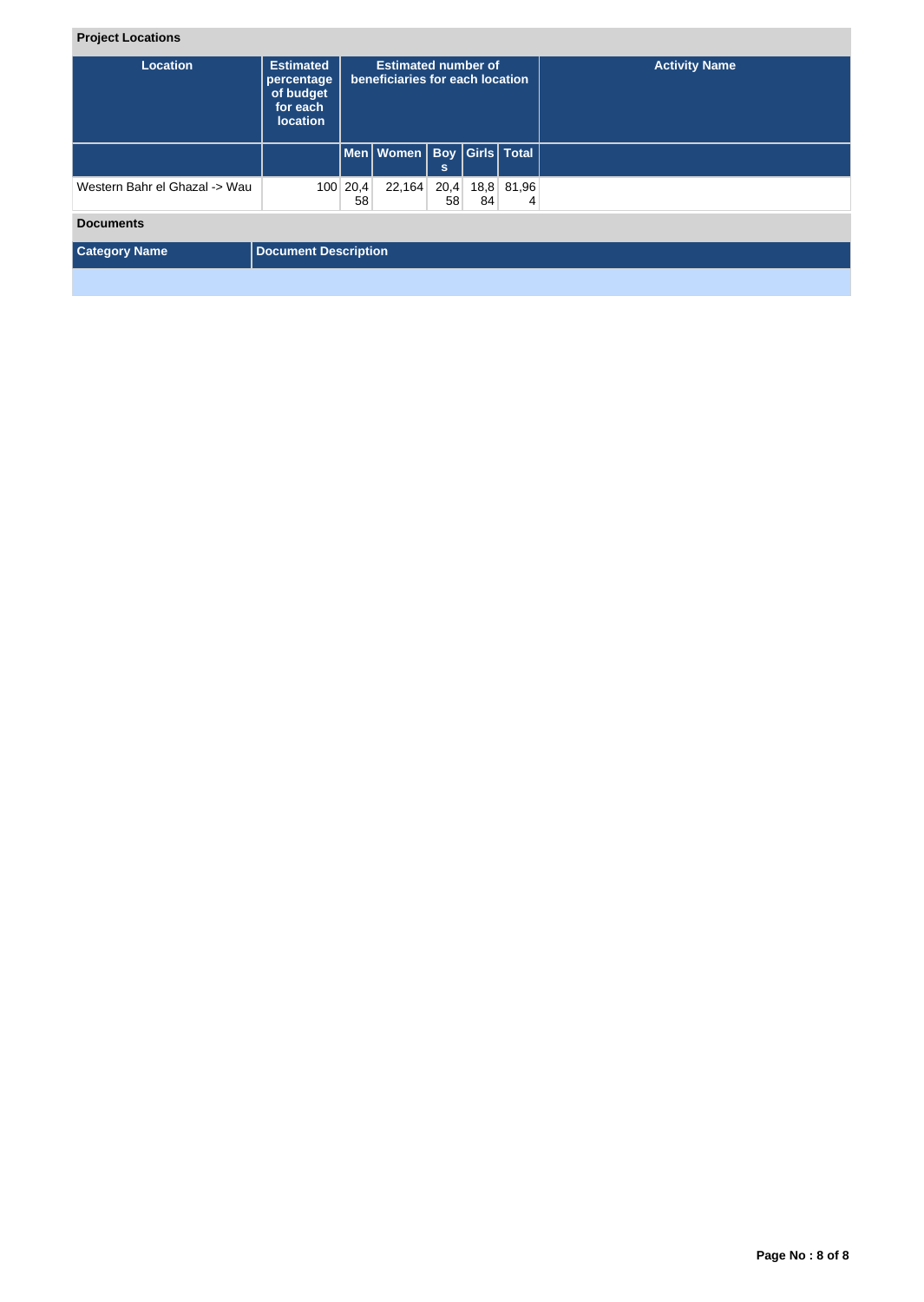**Project Locations**

| Location | Estimated percentage of budget for each location | Estimated number of beneficiaries for each location | | | | | Activity Name |
|---|---|---|---|---|---|---|---|
| | | Men | Women | Boys | Girls | Total | |
| Western Bahr el Ghazal -> Wau | 100 | 20,458 | 22,164 | 20,458 | 18,884 | 81,964 | |

**Documents**

| Category Name | Document Description |
|---|---|
| | |